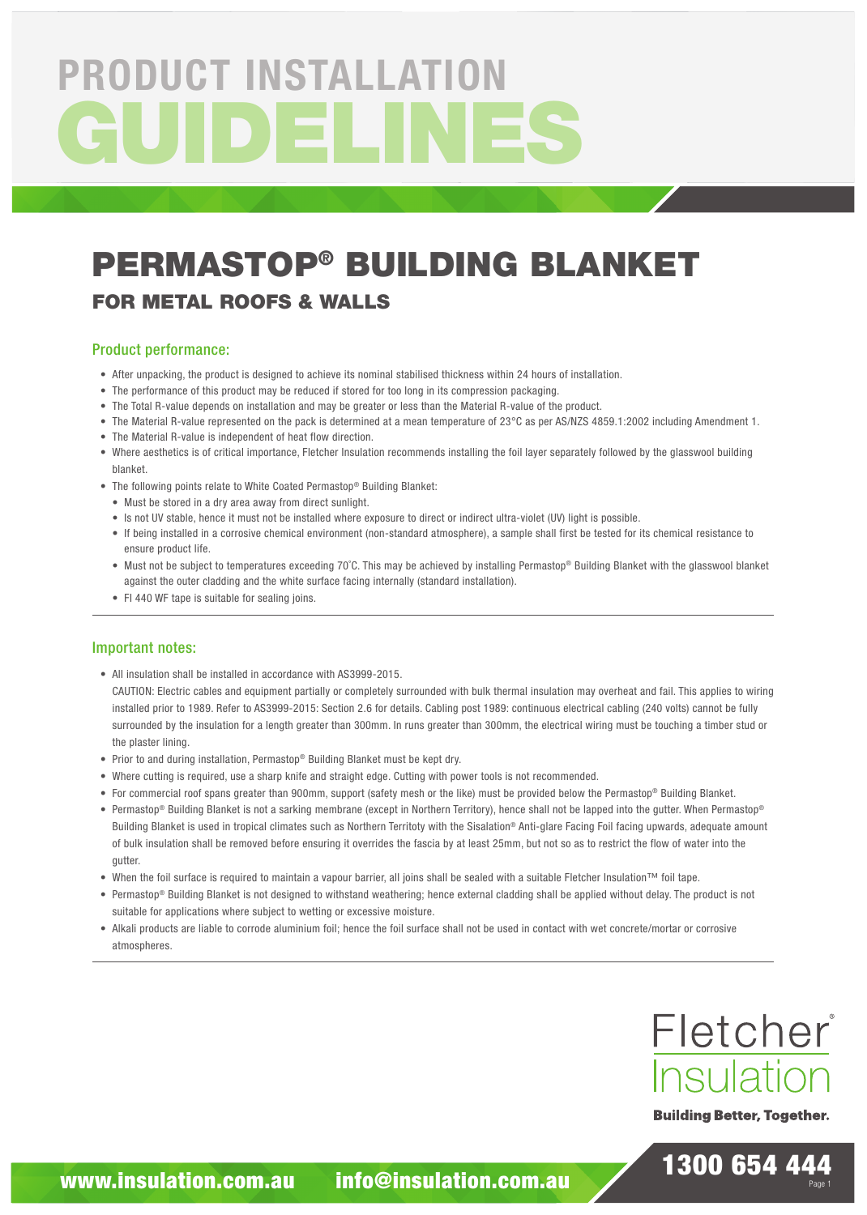# PRODUCT INSTALLATION GUIDELINES

# PERMASTOP® BUILDING BLANKET

## FOR METAL ROOFS & WALLS

### Product performance:

- After unpacking, the product is designed to achieve its nominal stabilised thickness within 24 hours of installation.
- The performance of this product may be reduced if stored for too long in its compression packaging.
- The Total R-value depends on installation and may be greater or less than the Material R-value of the product.
- The Material R-value represented on the pack is determined at a mean temperature of 23°C as per AS/NZS 4859.1:2002 including Amendment 1.
- The Material R-value is independent of heat flow direction.
- Where aesthetics is of critical importance, Fletcher Insulation recommends installing the foil layer separately followed by the glasswool building blanket.
- The following points relate to White Coated Permastop® Building Blanket:
  - Must be stored in a dry area away from direct sunlight.
  - Is not UV stable, hence it must not be installed where exposure to direct or indirect ultra-violet (UV) light is possible.
  - If being installed in a corrosive chemical environment (non-standard atmosphere), a sample shall first be tested for its chemical resistance to ensure product life.
  - Must not be subject to temperatures exceeding 70˚C. This may be achieved by installing Permastop® Building Blanket with the glasswool blanket against the outer cladding and the white surface facing internally (standard installation).
  - FI 440 WF tape is suitable for sealing joins.

### Important notes:

- All insulation shall be installed in accordance with AS3999-2015.
  CAUTION: Electric cables and equipment partially or completely surrounded with bulk thermal insulation may overheat and fail. This applies to wiring installed prior to 1989. Refer to AS3999-2015: Section 2.6 for details. Cabling post 1989: continuous electrical cabling (240 volts) cannot be fully surrounded by the insulation for a length greater than 300mm. In runs greater than 300mm, the electrical wiring must be touching a timber stud or the plaster lining.
- Prior to and during installation, Permastop® Building Blanket must be kept dry.
- Where cutting is required, use a sharp knife and straight edge. Cutting with power tools is not recommended.
- For commercial roof spans greater than 900mm, support (safety mesh or the like) must be provided below the Permastop® Building Blanket.
- Permastop® Building Blanket is not a sarking membrane (except in Northern Territory), hence shall not be lapped into the gutter. When Permastop® Building Blanket is used in tropical climates such as Northern Territoty with the Sisalation® Anti-glare Facing Foil facing upwards, adequate amount of bulk insulation shall be removed before ensuring it overrides the fascia by at least 25mm, but not so as to restrict the flow of water into the gutter.
- When the foil surface is required to maintain a vapour barrier, all joins shall be sealed with a suitable Fletcher Insulation™ foil tape.
- Permastop® Building Blanket is not designed to withstand weathering; hence external cladding shall be applied without delay. The product is not suitable for applications where subject to wetting or excessive moisture.
- Alkali products are liable to corrode aluminium foil; hence the foil surface shall not be used in contact with wet concrete/mortar or corrosive atmospheres.

Fletcher® Insulation

Building Better, Together.

www.insulation.com.au info@insulation.com.au 1300 654 444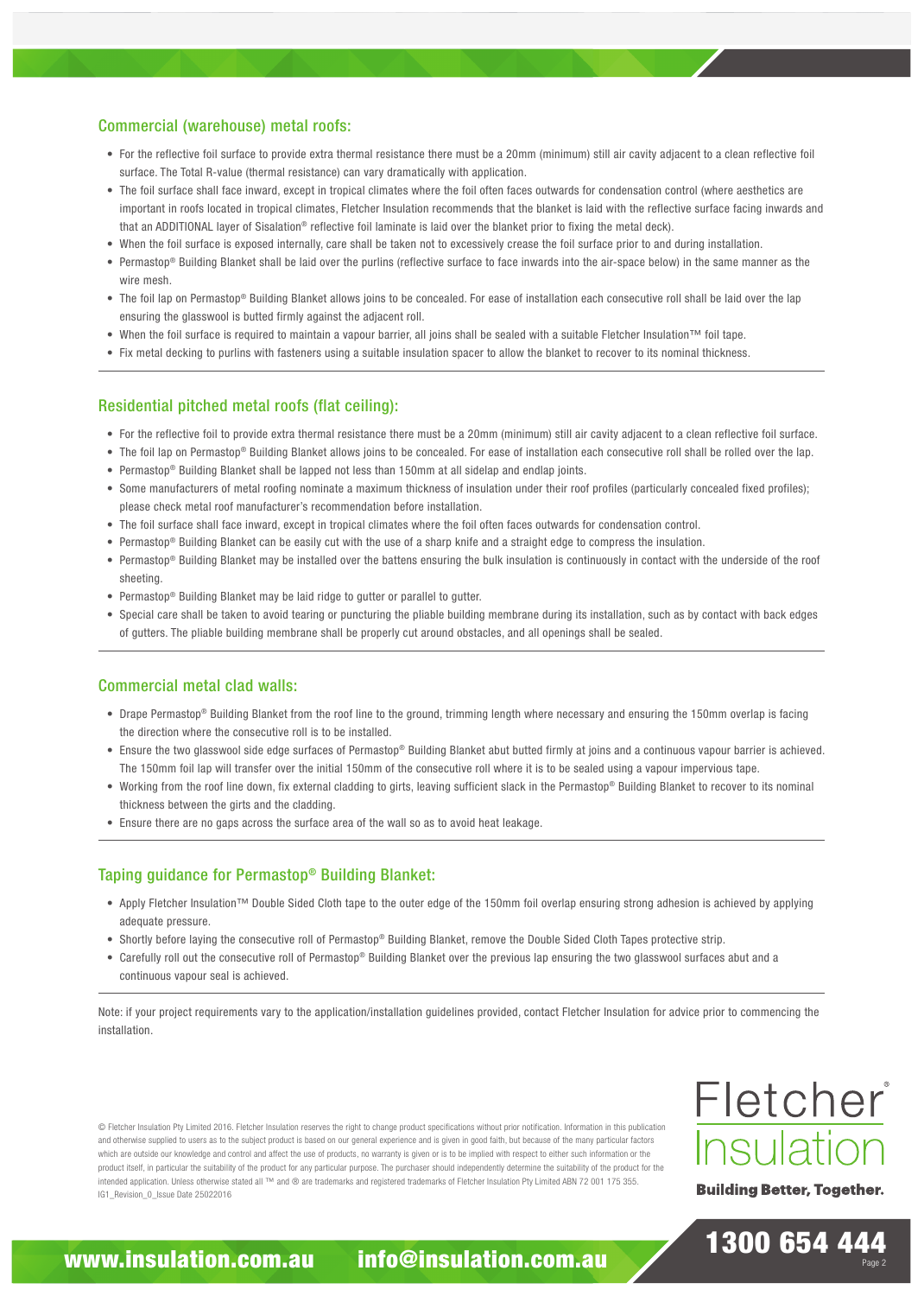## Commercial (warehouse) metal roofs:

- For the reflective foil surface to provide extra thermal resistance there must be a 20mm (minimum) still air cavity adjacent to a clean reflective foil surface. The Total R-value (thermal resistance) can vary dramatically with application.
- The foil surface shall face inward, except in tropical climates where the foil often faces outwards for condensation control (where aesthetics are important in roofs located in tropical climates, Fletcher Insulation recommends that the blanket is laid with the reflective surface facing inwards and that an ADDITIONAL layer of Sisalation® reflective foil laminate is laid over the blanket prior to fixing the metal deck).
- When the foil surface is exposed internally, care shall be taken not to excessively crease the foil surface prior to and during installation.
- Permastop® Building Blanket shall be laid over the purlins (reflective surface to face inwards into the air-space below) in the same manner as the wire mesh.
- The foil lap on Permastop® Building Blanket allows joins to be concealed. For ease of installation each consecutive roll shall be laid over the lap ensuring the glasswool is butted firmly against the adjacent roll.
- When the foil surface is required to maintain a vapour barrier, all joins shall be sealed with a suitable Fletcher Insulation™ foil tape.
- Fix metal decking to purlins with fasteners using a suitable insulation spacer to allow the blanket to recover to its nominal thickness.

## Residential pitched metal roofs (flat ceiling):

- For the reflective foil to provide extra thermal resistance there must be a 20mm (minimum) still air cavity adjacent to a clean reflective foil surface.
- The foil lap on Permastop® Building Blanket allows joins to be concealed. For ease of installation each consecutive roll shall be rolled over the lap.
- Permastop® Building Blanket shall be lapped not less than 150mm at all sidelap and endlap joints.
- Some manufacturers of metal roofing nominate a maximum thickness of insulation under their roof profiles (particularly concealed fixed profiles); please check metal roof manufacturer's recommendation before installation.
- The foil surface shall face inward, except in tropical climates where the foil often faces outwards for condensation control.
- Permastop® Building Blanket can be easily cut with the use of a sharp knife and a straight edge to compress the insulation.
- Permastop® Building Blanket may be installed over the battens ensuring the bulk insulation is continuously in contact with the underside of the roof sheeting.
- Permastop® Building Blanket may be laid ridge to gutter or parallel to gutter.
- Special care shall be taken to avoid tearing or puncturing the pliable building membrane during its installation, such as by contact with back edges of gutters. The pliable building membrane shall be properly cut around obstacles, and all openings shall be sealed.

## Commercial metal clad walls:

- Drape Permastop® Building Blanket from the roof line to the ground, trimming length where necessary and ensuring the 150mm overlap is facing the direction where the consecutive roll is to be installed.
- Ensure the two glasswool side edge surfaces of Permastop® Building Blanket abut butted firmly at joins and a continuous vapour barrier is achieved. The 150mm foil lap will transfer over the initial 150mm of the consecutive roll where it is to be sealed using a vapour impervious tape.
- Working from the roof line down, fix external cladding to girts, leaving sufficient slack in the Permastop® Building Blanket to recover to its nominal thickness between the girts and the cladding.
- Ensure there are no gaps across the surface area of the wall so as to avoid heat leakage.

## Taping guidance for Permastop® Building Blanket:

- Apply Fletcher Insulation™ Double Sided Cloth tape to the outer edge of the 150mm foil overlap ensuring strong adhesion is achieved by applying adequate pressure.
- Shortly before laying the consecutive roll of Permastop® Building Blanket, remove the Double Sided Cloth Tapes protective strip.
- Carefully roll out the consecutive roll of Permastop® Building Blanket over the previous lap ensuring the two glasswool surfaces abut and a continuous vapour seal is achieved.

Note: if your project requirements vary to the application/installation guidelines provided, contact Fletcher Insulation for advice prior to commencing the installation.

© Fletcher Insulation Pty Limited 2016. Fletcher Insulation reserves the right to change product specifications without prior notification. Information in this publication and otherwise supplied to users as to the subject product is based on our general experience and is given in good faith, but because of the many particular factors which are outside our knowledge and control and affect the use of products, no warranty is given or is to be implied with respect to either such information or the product itself, in particular the suitability of the product for any particular purpose. The purchaser should independently determine the suitability of the product for the intended application. Unless otherwise stated all ™ and ® are trademarks and registered trademarks of Fletcher Insulation Pty Limited ABN 72 001 175 355. IG1_Revision_0_Issue Date 25022016

Fletcher Insulation

**Building Better, Together.**

www.insulation.com.au info@insulation.com.au 1300 654 444